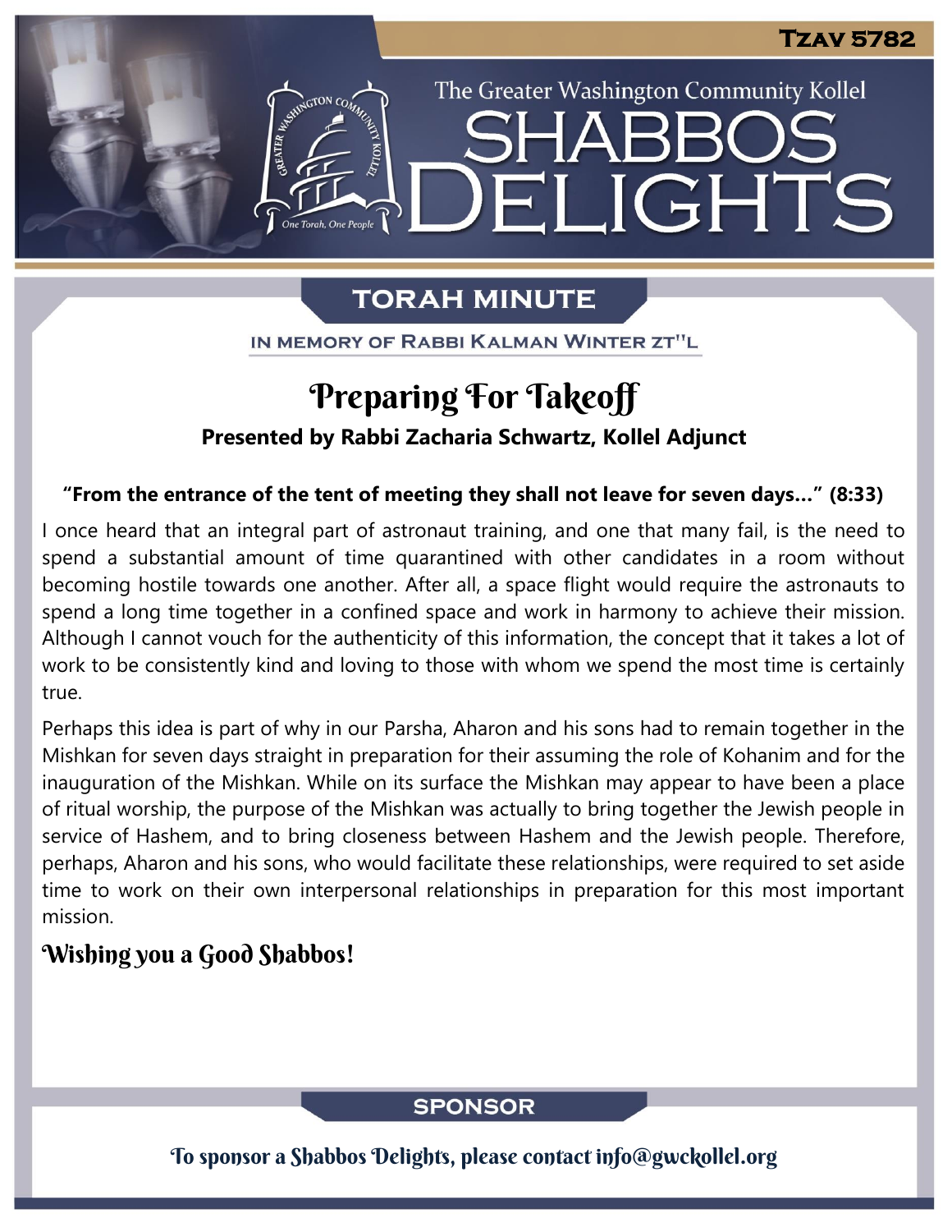Tzav 5782

The Greater Washington Community Kollel

# SHABBOS DELIGHTS

## TORAH MINUTE

IN MEMORY OF RABBI KALMAN WINTER ZT"L

# Preparing For Takeoff

**Presented by Rabbi Zacharia Schwartz, Kollel Adjunct**

**"From the entrance of the tent of meeting they shall not leave for seven days..." (8:33)**

I once heard that an integral part of astronaut training, and one that many fail, is the need to spend a substantial amount of time quarantined with other candidates in a room without becoming hostile towards one another. After all, a space flight would require the astronauts to spend a long time together in a confined space and work in harmony to achieve their mission. Although I cannot vouch for the authenticity of this information, the concept that it takes a lot of work to be consistently kind and loving to those with whom we spend the most time is certainly true.

Perhaps this idea is part of why in our Parsha, Aharon and his sons had to remain together in the Mishkan for seven days straight in preparation for their assuming the role of Kohanim and for the inauguration of the Mishkan. While on its surface the Mishkan may appear to have been a place of ritual worship, the purpose of the Mishkan was actually to bring together the Jewish people in service of Hashem, and to bring closeness between Hashem and the Jewish people. Therefore, perhaps, Aharon and his sons, who would facilitate these relationships, were required to set aside time to work on their own interpersonal relationships in preparation for this most important mission.

**Wishing you a Good Shabbos!**

## SPONSOR

To sponsor a Shabbos Delights, please contact info@gwckollel.org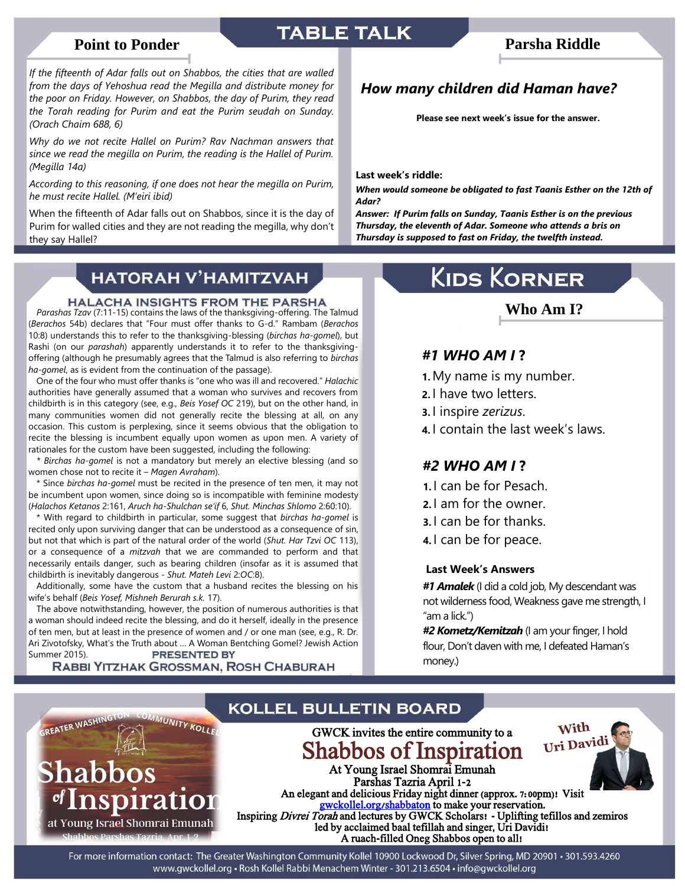# TABLE TALK

## Point to Ponder

*If the fifteenth of Adar falls out on Shabbos, the cities that are walled from the days of Yehoshua read the Megilla and distribute money for the poor on Friday. However, on Shabbos, the day of Purim, they read the Torah reading for Purim and eat the Purim seudah on Sunday. (Orach Chaim 688, 6)*

*Why do we not recite Hallel on Purim? Rav Nachman answers that since we read the megilla on Purim, the reading is the Hallel of Purim. (Megilla 14a)*

*According to this reasoning, if one does not hear the megilla on Purim, he must recite Hallel. (M'eiri ibid)*

When the fifteenth of Adar falls out on Shabbos, since it is the day of Purim for walled cities and they are not reading the megilla, why don't they say Hallel?

## Parsha Riddle

***How many children did Haman have?***

**Please see next week's issue for the answer.**

**Last week's riddle:**

***When would someone be obligated to fast Taanis Esther on the 12th of Adar?***

***Answer: If Purim falls on Sunday, Taanis Esther is on the previous Thursday, the eleventh of Adar. Someone who attends a bris on Thursday is supposed to fast on Friday, the twelfth instead.***

# HATORAH V'HAMITZVAH

## HALACHA INSIGHTS FROM THE PARSHA

*Parashas Tzav* (7:11-15) contains the laws of the thanksgiving-offering. The Talmud (*Berachos* 54b) declares that "Four must offer thanks to G-d." Rambam (*Berachos* 10:8) understands this to refer to the thanksgiving-blessing (*birchas ha-gomel*), but Rashi (on our *parashah*) apparently understands it to refer to the thanksgiving-offering (although he presumably agrees that the Talmud is also referring to *birchas ha-gomel*, as is evident from the continuation of the passage).

One of the four who must offer thanks is "one who was ill and recovered." *Halachic* authorities have generally assumed that a woman who survives and recovers from childbirth is in this category (see, e.g., *Beis Yosef OC* 219), but on the other hand, in many communities women did not generally recite the blessing at all, on any occasion. This custom is perplexing, since it seems obvious that the obligation to recite the blessing is incumbent equally upon women as upon men. A variety of rationales for the custom have been suggested, including the following:

* *Birchas ha-gomel* is not a mandatory but merely an elective blessing (and so women chose not to recite it – *Magen Avraham*).

* Since *birchas ha-gomel* must be recited in the presence of ten men, it may not be incumbent upon women, since doing so is incompatible with feminine modesty (*Halachos Ketanos* 2:161, *Aruch ha-Shulchan se'if* 6, *Shut. Minchas Shlomo* 2:60:10).

* With regard to childbirth in particular, some suggest that *birchas ha-gomel* is recited only upon surviving danger that can be understood as a consequence of sin, but not that which is part of the natural order of the world (*Shut. Har Tzvi OC* 113), or a consequence of a *mitzvah* that we are commanded to perform and that necessarily entails danger, such as bearing children (insofar as it is assumed that childbirth is inevitably dangerous - *Shut. Mateh Levi* 2:*OC*:8).

Additionally, some have the custom that a husband recites the blessing on his wife's behalf (*Beis Yosef, Mishneh Berurah s.k.* 17).

The above notwithstanding, however, the position of numerous authorities is that a woman should indeed recite the blessing, and do it herself, ideally in the presence of ten men, but at least in the presence of women and / or one man (see, e.g., R. Dr. Ari Zivotofsky, What's the Truth about … A Woman Benching Gomel? Jewish Action Summer 2015).

PRESENTED BY
RABBI YITZHAK GROSSMAN, ROSH CHABURAH

# KIDS KORNER

## Who Am I?

### *#1 WHO AM I* ?

1. My name is my number.
2. I have two letters.
3. I inspire *zerizus*.
4. I contain the last week's laws.

### *#2 WHO AM I* ?

1. I can be for Pesach.
2. I am for the owner.
3. I can be for thanks.
4. I can be for peace.

**Last Week's Answers**

***#1 Amalek*** (I did a cold job, My descendant was not wilderness food, Weakness gave me strength, I "am a lick.")

***#2 Kometz/Kemitzah*** (I am your finger, I hold flour, Don't daven with me, I defeated Haman's money.)

# KOLLEL BULLETIN BOARD

GREATER WASHINGTON COMMUNITY KOLLEL
Shabbos of Inspiration
at Young Israel Shomrai Emunah
Shabbos Parshas Tazria, Apr. 1-2

GWCK invites the entire community to a
## Shabbos of Inspiration
With Uri Davidi

At Young Israel Shomrai Emunah
Parshas Tazria April 1-2

An elegant and delicious Friday night dinner (approx. 7:00pm)! Visit gwckollel.org/shabbaton to make your reservation.

Inspiring *Divrei Torah* and lectures by GWCK Scholars! - Uplifting tefillos and zemiros led by acclaimed baal tefillah and singer, Uri Davidi!

A ruach-filled Oneg Shabbos open to all!

For more information contact: The Greater Washington Community Kollel 10900 Lockwood Dr, Silver Spring, MD 20901 • 301.593.4260
www.gwckollel.org • Rosh Kollel Rabbi Menachem Winter - 301.213.6504 • info@gwckollel.org